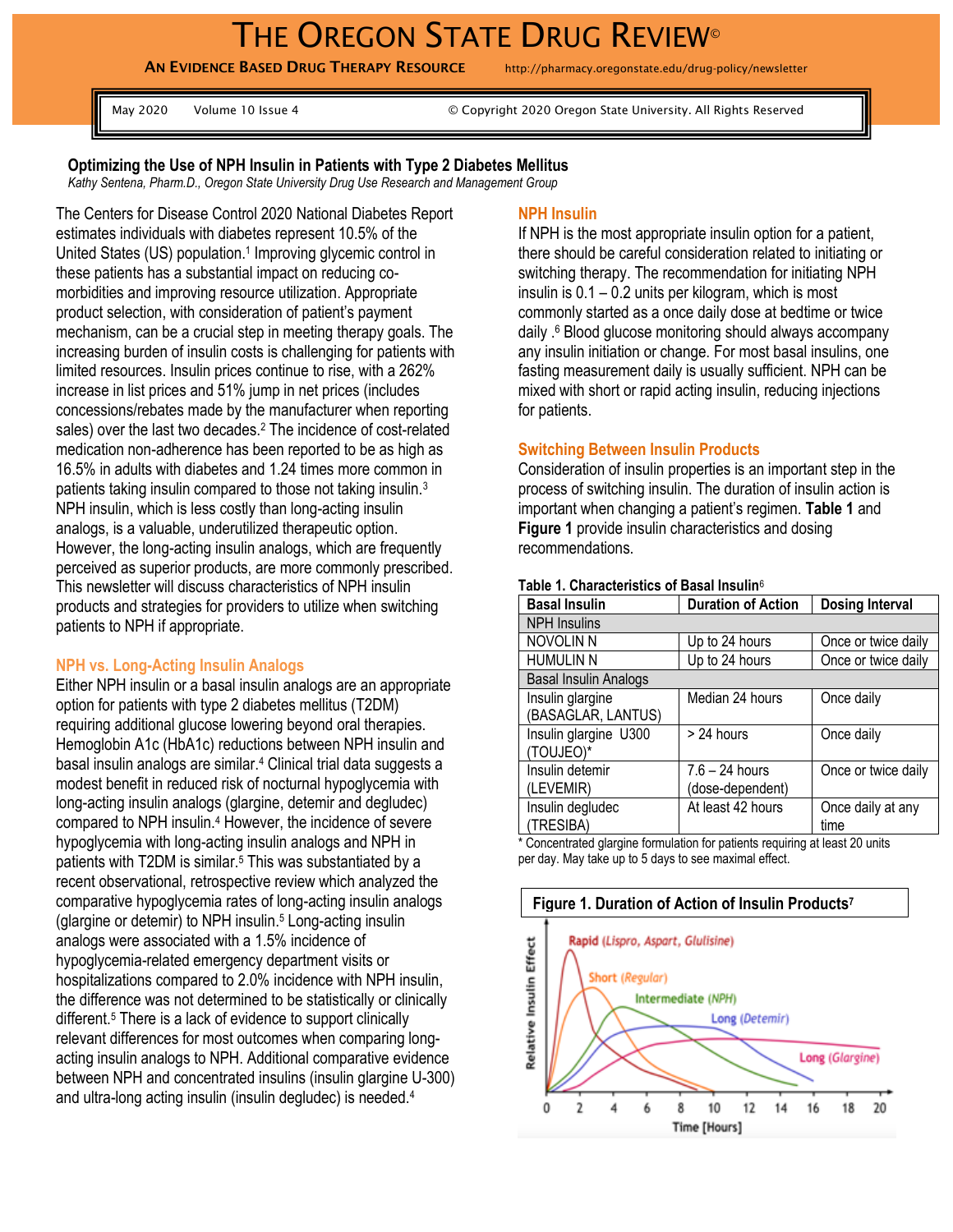# THE OREGON STATE DRUG REVIEW©

**AN EVIDENCE BASED DRUG THERAPY RESOURCE** http://pharmacy.oregonstate.edu/drug-policy/newsletter

May 2020 Volume 10 Issue 4 © Copyright 2020 Oregon State University. All Rights Reserved

## Optimizing the Use of NPH Insulin in Patients with Type 2 Diabetes Mellitus

*Kathy Sentena, Pharm.D., Oregon State University Drug Use Research and Management Group*

The Centers for Disease Control 2020 National Diabetes Report estimates individuals with diabetes represent 10.5% of the United States (US) population.[1] Improving glycemic control in these patients has a substantial impact on reducing co-morbidities and improving resource utilization. Appropriate product selection, with consideration of patient's payment mechanism, can be a crucial step in meeting therapy goals. The increasing burden of insulin costs is challenging for patients with limited resources. Insulin prices continue to rise, with a 262% increase in list prices and 51% jump in net prices (includes concessions/rebates made by the manufacturer when reporting sales) over the last two decades.[2] The incidence of cost-related medication non-adherence has been reported to be as high as 16.5% in adults with diabetes and 1.24 times more common in patients taking insulin compared to those not taking insulin.[3] NPH insulin, which is less costly than long-acting insulin analogs, is a valuable, underutilized therapeutic option. However, the long-acting insulin analogs, which are frequently perceived as superior products, are more commonly prescribed. This newsletter will discuss characteristics of NPH insulin products and strategies for providers to utilize when switching patients to NPH if appropriate.

### NPH vs. Long-Acting Insulin Analogs

Either NPH insulin or a basal insulin analogs are an appropriate option for patients with type 2 diabetes mellitus (T2DM) requiring additional glucose lowering beyond oral therapies. Hemoglobin A1c (HbA1c) reductions between NPH insulin and basal insulin analogs are similar.[4] Clinical trial data suggests a modest benefit in reduced risk of nocturnal hypoglycemia with long-acting insulin analogs (glargine, detemir and degludec) compared to NPH insulin.[4] However, the incidence of severe hypoglycemia with long-acting insulin analogs and NPH in patients with T2DM is similar.[5] This was substantiated by a recent observational, retrospective review which analyzed the comparative hypoglycemia rates of long-acting insulin analogs (glargine or detemir) to NPH insulin.[5] Long-acting insulin analogs were associated with a 1.5% incidence of hypoglycemia-related emergency department visits or hospitalizations compared to 2.0% incidence with NPH insulin, the difference was not determined to be statistically or clinically different.[5] There is a lack of evidence to support clinically relevant differences for most outcomes when comparing long-acting insulin analogs to NPH. Additional comparative evidence between NPH and concentrated insulins (insulin glargine U-300) and ultra-long acting insulin (insulin degludec) is needed.[4]

### NPH Insulin

If NPH is the most appropriate insulin option for a patient, there should be careful consideration related to initiating or switching therapy. The recommendation for initiating NPH insulin is 0.1 – 0.2 units per kilogram, which is most commonly started as a once daily dose at bedtime or twice daily .[6] Blood glucose monitoring should always accompany any insulin initiation or change. For most basal insulins, one fasting measurement daily is usually sufficient. NPH can be mixed with short or rapid acting insulin, reducing injections for patients.

### Switching Between Insulin Products

Consideration of insulin properties is an important step in the process of switching insulin. The duration of insulin action is important when changing a patient's regimen. **Table 1** and **Figure 1** provide insulin characteristics and dosing recommendations.

**Table 1. Characteristics of Basal Insulin**[6]

| Basal Insulin | Duration of Action | Dosing Interval |
|---|---|---|
| NPH Insulins | | |
| NOVOLIN N | Up to 24 hours | Once or twice daily |
| HUMULIN N | Up to 24 hours | Once or twice daily |
| Basal Insulin Analogs | | |
| Insulin glargine (BASAGLAR, LANTUS) | Median 24 hours | Once daily |
| Insulin glargine U300 (TOUJEO)* | > 24 hours | Once daily |
| Insulin detemir (LEVEMIR) | 7.6 – 24 hours (dose-dependent) | Once or twice daily |
| Insulin degludec (TRESIBA) | At least 42 hours | Once daily at any time |

\* Concentrated glargine formulation for patients requiring at least 20 units per day. May take up to 5 days to see maximal effect.

**Figure 1. Duration of Action of Insulin Products**[7]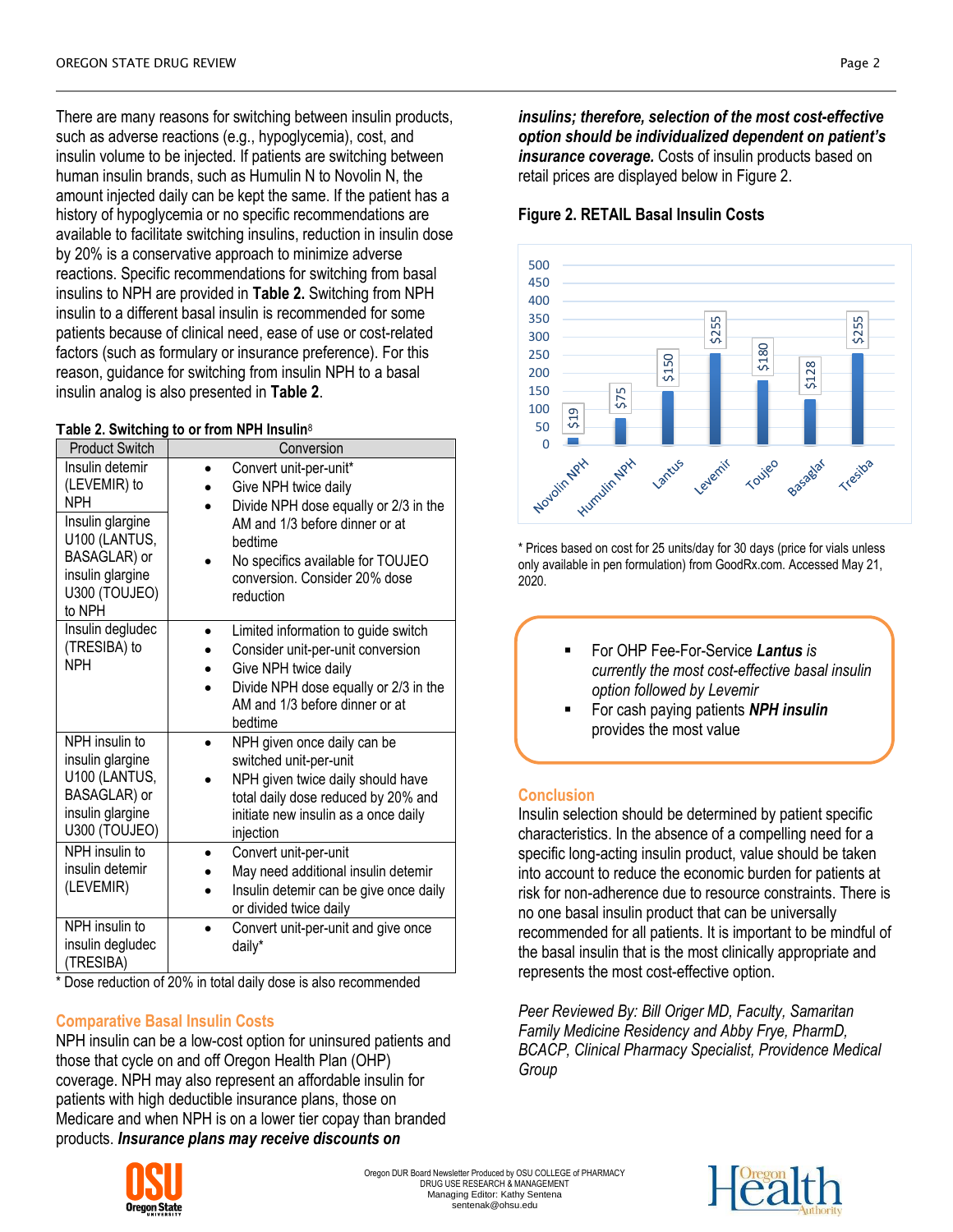There are many reasons for switching between insulin products, such as adverse reactions (e.g., hypoglycemia), cost, and insulin volume to be injected. If patients are switching between human insulin brands, such as Humulin N to Novolin N, the amount injected daily can be kept the same. If the patient has a history of hypoglycemia or no specific recommendations are available to facilitate switching insulins, reduction in insulin dose by 20% is a conservative approach to minimize adverse reactions. Specific recommendations for switching from basal insulins to NPH are provided in **Table 2.** Switching from NPH insulin to a different basal insulin is recommended for some patients because of clinical need, ease of use or cost-related factors (such as formulary or insurance preference). For this reason, guidance for switching from insulin NPH to a basal insulin analog is also presented in **Table 2**.

**Table 2. Switching to or from NPH Insulin**[8]

| Product Switch | Conversion |
|---|---|
| Insulin detemir (LEVEMIR) to NPH<br><br>Insulin glargine U100 (LANTUS, BASAGLAR) or insulin glargine U300 (TOUJEO) to NPH | • Convert unit-per-unit*<br>• Give NPH twice daily<br>• Divide NPH dose equally or 2/3 in the AM and 1/3 before dinner or at bedtime<br>• No specifics available for TOUJEO conversion. Consider 20% dose reduction |
| Insulin degludec (TRESIBA) to NPH | • Limited information to guide switch<br>• Consider unit-per-unit conversion<br>• Give NPH twice daily<br>• Divide NPH dose equally or 2/3 in the AM and 1/3 before dinner or at bedtime |
| NPH insulin to insulin glargine U100 (LANTUS, BASAGLAR) or insulin glargine U300 (TOUJEO) | • NPH given once daily can be switched unit-per-unit<br>• NPH given twice daily should have total daily dose reduced by 20% and initiate new insulin as a once daily injection |
| NPH insulin to insulin detemir (LEVEMIR) | • Convert unit-per-unit<br>• May need additional insulin detemir<br>• Insulin detemir can be give once daily or divided twice daily |
| NPH insulin to insulin degludec (TRESIBA) | • Convert unit-per-unit and give once daily* |

\* Dose reduction of 20% in total daily dose is also recommended

## Comparative Basal Insulin Costs

NPH insulin can be a low-cost option for uninsured patients and those that cycle on and off Oregon Health Plan (OHP) coverage. NPH may also represent an affordable insulin for patients with high deductible insurance plans, those on Medicare and when NPH is on a lower tier copay than branded products. ***Insurance plans may receive discounts on insulins; therefore, selection of the most cost-effective option should be individualized dependent on patient's insurance coverage.*** Costs of insulin products based on retail prices are displayed below in Figure 2.

**Figure 2. RETAIL Basal Insulin Costs**

| Product | Cost |
|---|---|
| Novolin NPH | $19 |
| Humulin NPH | $75 |
| Lantus | $150 |
| Levemir | $255 |
| Toujeo | $180 |
| Basaglar | $128 |
| Tresiba | $255 |

\* Prices based on cost for 25 units/day for 30 days (price for vials unless only available in pen formulation) from GoodRx.com. Accessed May 21, 2020.

- For OHP Fee-For-Service ***Lantus*** *is currently the most cost-effective basal insulin option followed by Levemir*
- For cash paying patients ***NPH insulin*** provides the most value

## Conclusion

Insulin selection should be determined by patient specific characteristics. In the absence of a compelling need for a specific long-acting insulin product, value should be taken into account to reduce the economic burden for patients at risk for non-adherence due to resource constraints. There is no one basal insulin product that can be universally recommended for all patients. It is important to be mindful of the basal insulin that is the most clinically appropriate and represents the most cost-effective option.

*Peer Reviewed By: Bill Origer MD, Faculty, Samaritan Family Medicine Residency and Abby Frye, PharmD, BCACP, Clinical Pharmacy Specialist, Providence Medical Group*

Oregon DUR Board Newsletter Produced by OSU COLLEGE of PHARMACY DRUG USE RESEARCH & MANAGEMENT
Managing Editor: Kathy Sentena
sentenak@ohsu.edu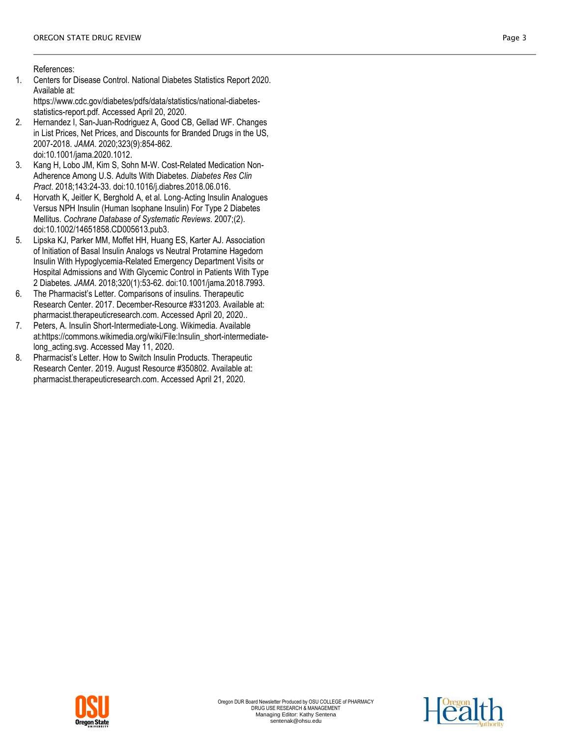References:

1. Centers for Disease Control. National Diabetes Statistics Report 2020. Available at: https://www.cdc.gov/diabetes/pdfs/data/statistics/national-diabetes-statistics-report.pdf. Accessed April 20, 2020.
2. Hernandez I, San-Juan-Rodriguez A, Good CB, Gellad WF. Changes in List Prices, Net Prices, and Discounts for Branded Drugs in the US, 2007-2018. *JAMA*. 2020;323(9):854-862. doi:10.1001/jama.2020.1012.
3. Kang H, Lobo JM, Kim S, Sohn M-W. Cost-Related Medication Non-Adherence Among U.S. Adults With Diabetes. *Diabetes Res Clin Pract*. 2018;143:24-33. doi:10.1016/j.diabres.2018.06.016.
4. Horvath K, Jeitler K, Berghold A, et al. Long-Acting Insulin Analogues Versus NPH Insulin (Human Isophane Insulin) For Type 2 Diabetes Mellitus. *Cochrane Database of Systematic Reviews*. 2007;(2). doi:10.1002/14651858.CD005613.pub3.
5. Lipska KJ, Parker MM, Moffet HH, Huang ES, Karter AJ. Association of Initiation of Basal Insulin Analogs vs Neutral Protamine Hagedorn Insulin With Hypoglycemia-Related Emergency Department Visits or Hospital Admissions and With Glycemic Control in Patients With Type 2 Diabetes. *JAMA*. 2018;320(1):53-62. doi:10.1001/jama.2018.7993.
6. The Pharmacist's Letter. Comparisons of insulins. Therapeutic Research Center. 2017. December-Resource #331203. Available at: pharmacist.therapeuticresearch.com. Accessed April 20, 2020..
7. Peters, A. Insulin Short-Intermediate-Long. Wikimedia. Available at:https://commons.wikimedia.org/wiki/File:Insulin_short-intermediate-long_acting.svg. Accessed May 11, 2020.
8. Pharmacist's Letter. How to Switch Insulin Products. Therapeutic Research Center. 2019. August Resource #350802. Available at: pharmacist.therapeuticresearch.com. Accessed April 21, 2020.

Oregon DUR Board Newsletter Produced by OSU COLLEGE of PHARMACY
DRUG USE RESEARCH & MANAGEMENT
Managing Editor: Kathy Sentena
sentenak@ohsu.edu